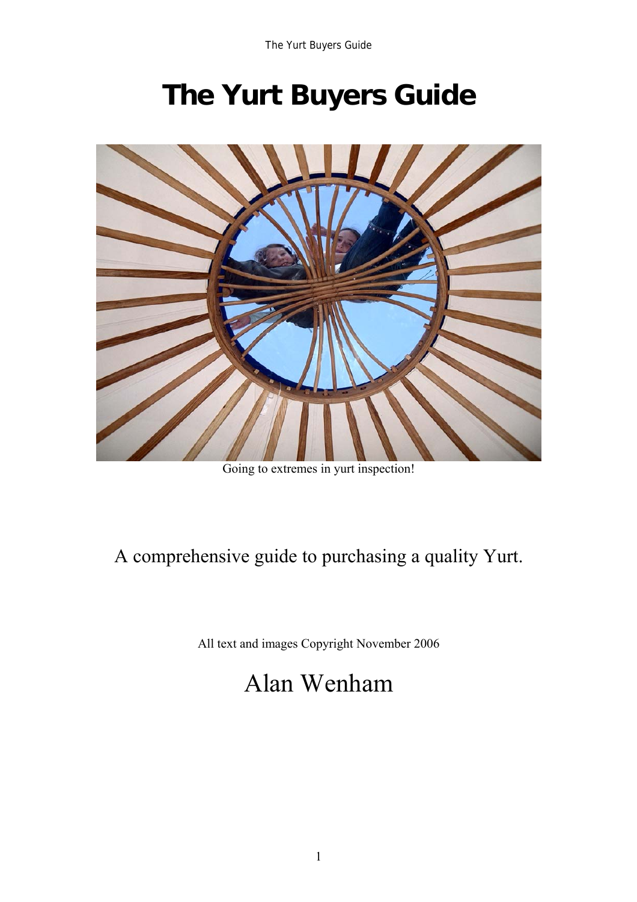# The Yurt Buyers Guide

Going to extremes in yurt inspection!

A comprehensive guide to purchasing a quality Yurt.

All text and images Copyright November 2006

Alan Wenham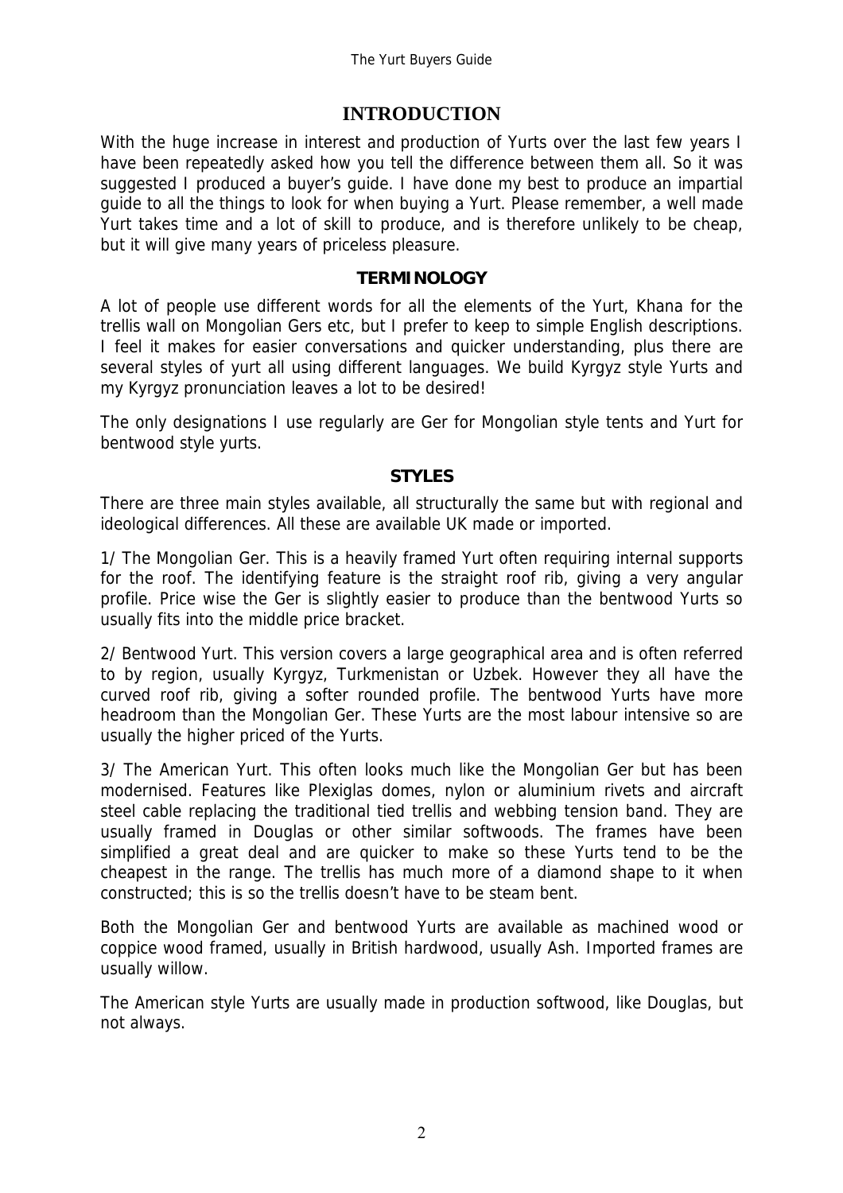## INTRODUCTION

With the huge increase in interest and production of Yurts over the last few years I have been repeatedly asked how you tell the difference between them all. So it was suggested I produced a buyer's guide. I have done my best to produce an impartial guide to all the things to look for when buying a Yurt. Please remember, a well made Yurt takes time and a lot of skill to produce, and is therefore unlikely to be cheap, but it will give many years of priceless pleasure.

### TERMINOLOGY

A lot of people use different words for all the elements of the Yurt, Khana for the trellis wall on Mongolian Gers etc, but I prefer to keep to simple English descriptions. I feel it makes for easier conversations and quicker understanding, plus there are several styles of yurt all using different languages. We build Kyrgyz style Yurts and my Kyrgyz pronunciation leaves a lot to be desired!

The only designations I use regularly are Ger for Mongolian style tents and Yurt for bentwood style yurts.

### STYLES

There are three main styles available, all structurally the same but with regional and ideological differences. All these are available UK made or imported.

1/ The Mongolian Ger. This is a heavily framed Yurt often requiring internal supports for the roof. The identifying feature is the straight roof rib, giving a very angular profile. Price wise the Ger is slightly easier to produce than the bentwood Yurts so usually fits into the middle price bracket.

2/ Bentwood Yurt. This version covers a large geographical area and is often referred to by region, usually Kyrgyz, Turkmenistan or Uzbek. However they all have the curved roof rib, giving a softer rounded profile. The bentwood Yurts have more headroom than the Mongolian Ger. These Yurts are the most labour intensive so are usually the higher priced of the Yurts.

3/ The American Yurt. This often looks much like the Mongolian Ger but has been modernised. Features like Plexiglas domes, nylon or aluminium rivets and aircraft steel cable replacing the traditional tied trellis and webbing tension band. They are usually framed in Douglas or other similar softwoods. The frames have been simplified a great deal and are quicker to make so these Yurts tend to be the cheapest in the range. The trellis has much more of a diamond shape to it when constructed; this is so the trellis doesn't have to be steam bent.

Both the Mongolian Ger and bentwood Yurts are available as machined wood or coppice wood framed, usually in British hardwood, usually Ash. Imported frames are usually willow.

The American style Yurts are usually made in production softwood, like Douglas, but not always.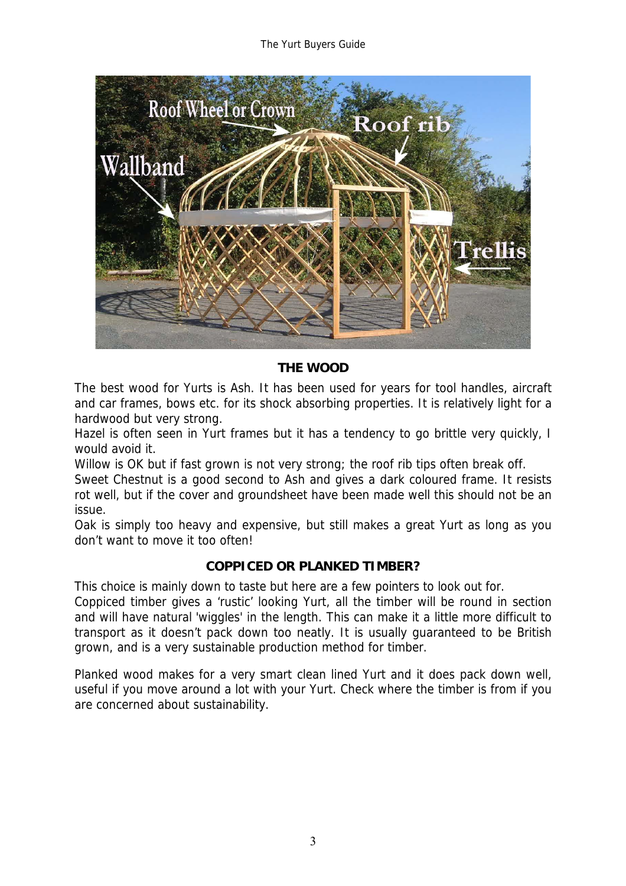## THE WOOD

The best wood for Yurts is Ash. It has been used for years for tool handles, aircraft and car frames, bows etc. for its shock absorbing properties. It is relatively light for a hardwood but very strong.

Hazel is often seen in Yurt frames but it has a tendency to go brittle very quickly, I would avoid it.

Willow is OK but if fast grown is not very strong; the roof rib tips often break off.

Sweet Chestnut is a good second to Ash and gives a dark coloured frame. It resists rot well, but if the cover and groundsheet have been made well this should not be an issue.

Oak is simply too heavy and expensive, but still makes a great Yurt as long as you don't want to move it too often!

## COPPICED OR PLANKED TIMBER?

This choice is mainly down to taste but here are a few pointers to look out for.

Coppiced timber gives a 'rustic' looking Yurt, all the timber will be round in section and will have natural 'wiggles' in the length. This can make it a little more difficult to transport as it doesn't pack down too neatly. It is usually guaranteed to be British grown, and is a very sustainable production method for timber.

Planked wood makes for a very smart clean lined Yurt and it does pack down well, useful if you move around a lot with your Yurt. Check where the timber is from if you are concerned about sustainability.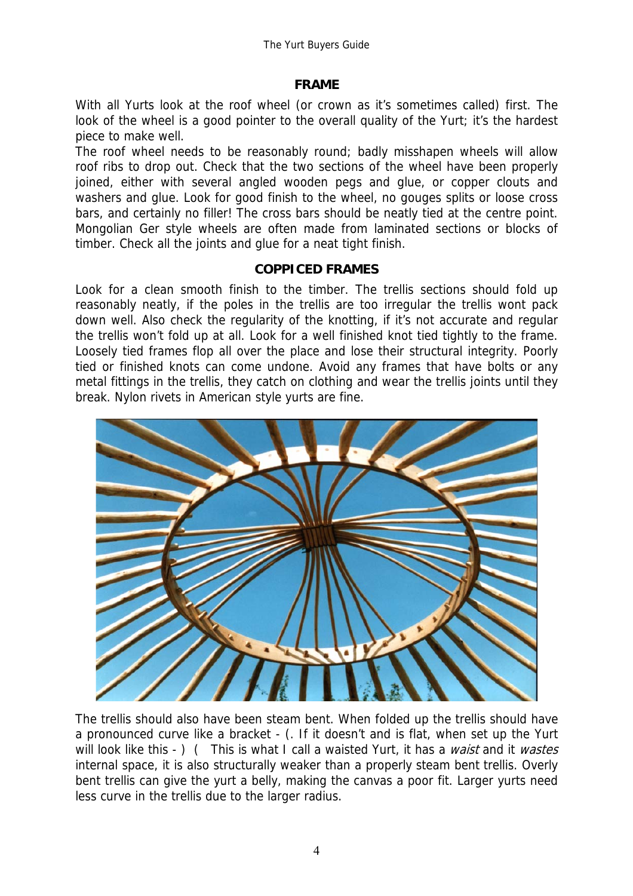## FRAME

With all Yurts look at the roof wheel (or crown as it's sometimes called) first. The look of the wheel is a good pointer to the overall quality of the Yurt; it's the hardest piece to make well.

The roof wheel needs to be reasonably round; badly misshapen wheels will allow roof ribs to drop out. Check that the two sections of the wheel have been properly joined, either with several angled wooden pegs and glue, or copper clouts and washers and glue. Look for good finish to the wheel, no gouges splits or loose cross bars, and certainly no filler! The cross bars should be neatly tied at the centre point. Mongolian Ger style wheels are often made from laminated sections or blocks of timber. Check all the joints and glue for a neat tight finish.

## COPPICED FRAMES

Look for a clean smooth finish to the timber. The trellis sections should fold up reasonably neatly, if the poles in the trellis are too irregular the trellis wont pack down well. Also check the regularity of the knotting, if it's not accurate and regular the trellis won't fold up at all. Look for a well finished knot tied tightly to the frame. Loosely tied frames flop all over the place and lose their structural integrity. Poorly tied or finished knots can come undone. Avoid any frames that have bolts or any metal fittings in the trellis, they catch on clothing and wear the trellis joints until they break. Nylon rivets in American style yurts are fine.

The trellis should also have been steam bent. When folded up the trellis should have a pronounced curve like a bracket - (. If it doesn't and is flat, when set up the Yurt will look like this - ) ( This is what I call a waisted Yurt, it has a *waist* and it *wastes* internal space, it is also structurally weaker than a properly steam bent trellis. Overly bent trellis can give the yurt a belly, making the canvas a poor fit. Larger yurts need less curve in the trellis due to the larger radius.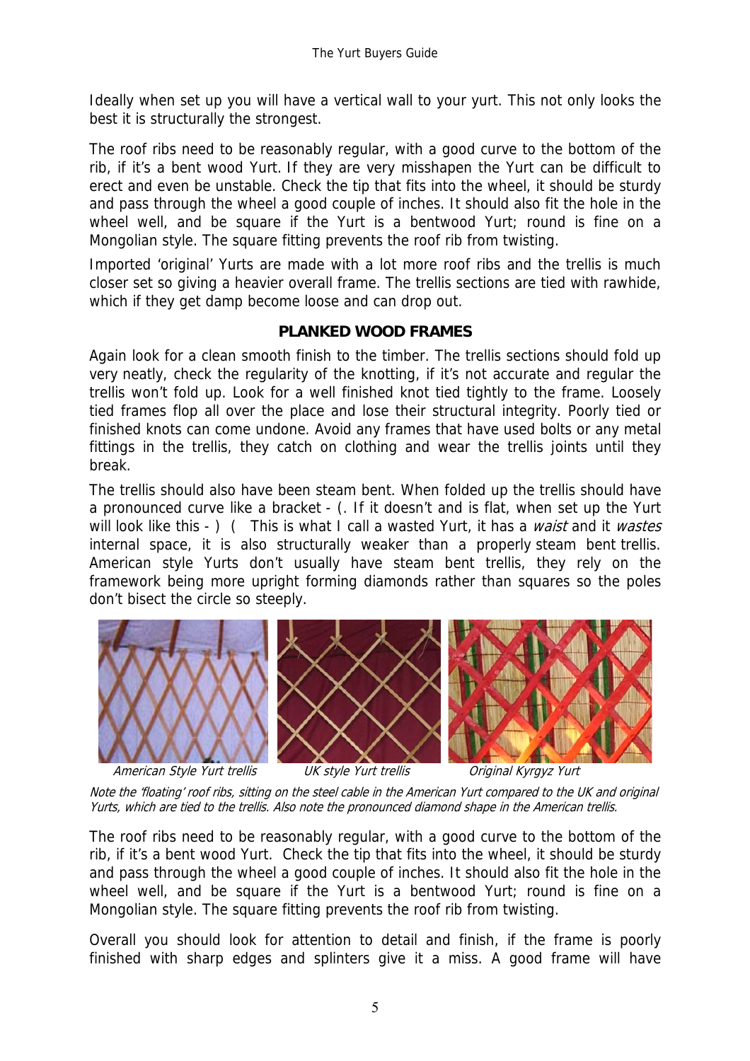Ideally when set up you will have a vertical wall to your yurt. This not only looks the best it is structurally the strongest.

The roof ribs need to be reasonably regular, with a good curve to the bottom of the rib, if it's a bent wood Yurt. If they are very misshapen the Yurt can be difficult to erect and even be unstable. Check the tip that fits into the wheel, it should be sturdy and pass through the wheel a good couple of inches. It should also fit the hole in the wheel well, and be square if the Yurt is a bentwood Yurt; round is fine on a Mongolian style. The square fitting prevents the roof rib from twisting.

Imported 'original' Yurts are made with a lot more roof ribs and the trellis is much closer set so giving a heavier overall frame. The trellis sections are tied with rawhide, which if they get damp become loose and can drop out.

**PLANKED WOOD FRAMES**

Again look for a clean smooth finish to the timber. The trellis sections should fold up very neatly, check the regularity of the knotting, if it's not accurate and regular the trellis won't fold up. Look for a well finished knot tied tightly to the frame. Loosely tied frames flop all over the place and lose their structural integrity. Poorly tied or finished knots can come undone. Avoid any frames that have used bolts or any metal fittings in the trellis, they catch on clothing and wear the trellis joints until they break.

The trellis should also have been steam bent. When folded up the trellis should have a pronounced curve like a bracket - (. If it doesn't and is flat, when set up the Yurt will look like this - ) ( This is what I call a wasted Yurt, it has a *waist* and it *wastes* internal space, it is also structurally weaker than a properly steam bent trellis. American style Yurts don't usually have steam bent trellis, they rely on the framework being more upright forming diamonds rather than squares so the poles don't bisect the circle so steeply.

*American Style Yurt trellis* *UK style Yurt trellis* *Original Kyrgyz Yurt*

*Note the 'floating' roof ribs, sitting on the steel cable in the American Yurt compared to the UK and original Yurts, which are tied to the trellis. Also note the pronounced diamond shape in the American trellis.*

The roof ribs need to be reasonably regular, with a good curve to the bottom of the rib, if it's a bent wood Yurt. Check the tip that fits into the wheel, it should be sturdy and pass through the wheel a good couple of inches. It should also fit the hole in the wheel well, and be square if the Yurt is a bentwood Yurt; round is fine on a Mongolian style. The square fitting prevents the roof rib from twisting.

Overall you should look for attention to detail and finish, if the frame is poorly finished with sharp edges and splinters give it a miss. A good frame will have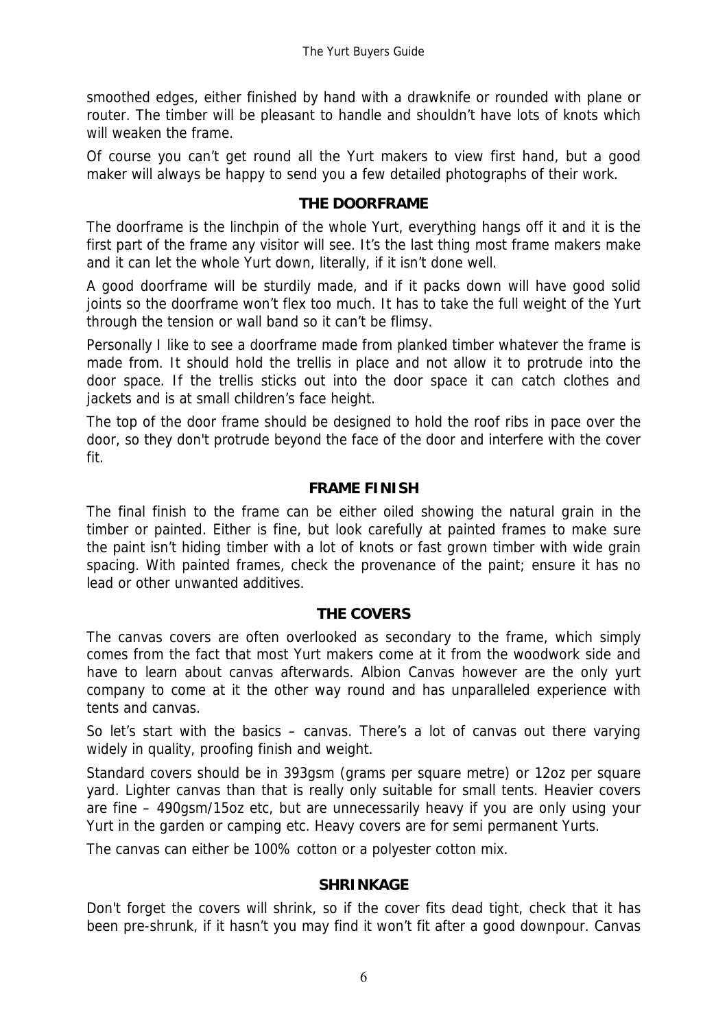smoothed edges, either finished by hand with a drawknife or rounded with plane or router. The timber will be pleasant to handle and shouldn't have lots of knots which will weaken the frame.

Of course you can't get round all the Yurt makers to view first hand, but a good maker will always be happy to send you a few detailed photographs of their work.

## THE DOORFRAME

The doorframe is the linchpin of the whole Yurt, everything hangs off it and it is the first part of the frame any visitor will see. It's the last thing most frame makers make and it can let the whole Yurt down, literally, if it isn't done well.

A good doorframe will be sturdily made, and if it packs down will have good solid joints so the doorframe won't flex too much. It has to take the full weight of the Yurt through the tension or wall band so it can't be flimsy.

Personally I like to see a doorframe made from planked timber whatever the frame is made from. It should hold the trellis in place and not allow it to protrude into the door space. If the trellis sticks out into the door space it can catch clothes and jackets and is at small children's face height.

The top of the door frame should be designed to hold the roof ribs in pace over the door, so they don't protrude beyond the face of the door and interfere with the cover fit.

## FRAME FINISH

The final finish to the frame can be either oiled showing the natural grain in the timber or painted. Either is fine, but look carefully at painted frames to make sure the paint isn't hiding timber with a lot of knots or fast grown timber with wide grain spacing. With painted frames, check the provenance of the paint; ensure it has no lead or other unwanted additives.

## THE COVERS

The canvas covers are often overlooked as secondary to the frame, which simply comes from the fact that most Yurt makers come at it from the woodwork side and have to learn about canvas afterwards. Albion Canvas however are the only yurt company to come at it the other way round and has unparalleled experience with tents and canvas.

So let's start with the basics – canvas. There's a lot of canvas out there varying widely in quality, proofing finish and weight.

Standard covers should be in 393gsm (grams per square metre) or 12oz per square yard. Lighter canvas than that is really only suitable for small tents. Heavier covers are fine – 490gsm/15oz etc, but are unnecessarily heavy if you are only using your Yurt in the garden or camping etc. Heavy covers are for semi permanent Yurts.

The canvas can either be 100% cotton or a polyester cotton mix.

## SHRINKAGE

Don't forget the covers will shrink, so if the cover fits dead tight, check that it has been pre-shrunk, if it hasn't you may find it won't fit after a good downpour. Canvas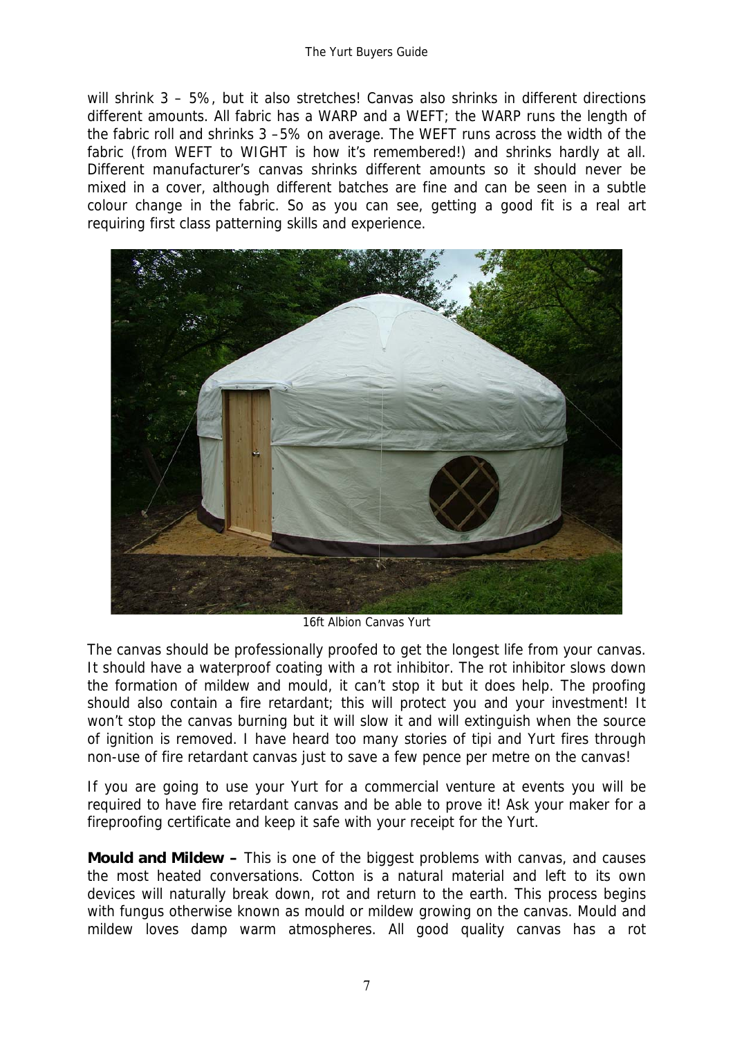will shrink 3 – 5%, but it also stretches! Canvas also shrinks in different directions different amounts. All fabric has a WARP and a WEFT; the WARP runs the length of the fabric roll and shrinks 3 –5% on average. The WEFT runs across the width of the fabric (from WEFT to WIGHT is how it's remembered!) and shrinks hardly at all. Different manufacturer's canvas shrinks different amounts so it should never be mixed in a cover, although different batches are fine and can be seen in a subtle colour change in the fabric. So as you can see, getting a good fit is a real art requiring first class patterning skills and experience.

16ft Albion Canvas Yurt

The canvas should be professionally proofed to get the longest life from your canvas. It should have a waterproof coating with a rot inhibitor. The rot inhibitor slows down the formation of mildew and mould, it can't stop it but it does help. The proofing should also contain a fire retardant; this will protect you and your investment! It won't stop the canvas burning but it will slow it and will extinguish when the source of ignition is removed. I have heard too many stories of tipi and Yurt fires through non-use of fire retardant canvas just to save a few pence per metre on the canvas!

If you are going to use your Yurt for a commercial venture at events you will be required to have fire retardant canvas and be able to prove it! Ask your maker for a fireproofing certificate and keep it safe with your receipt for the Yurt.

**Mould and Mildew –** This is one of the biggest problems with canvas, and causes the most heated conversations. Cotton is a natural material and left to its own devices will naturally break down, rot and return to the earth. This process begins with fungus otherwise known as mould or mildew growing on the canvas. Mould and mildew loves damp warm atmospheres. All good quality canvas has a rot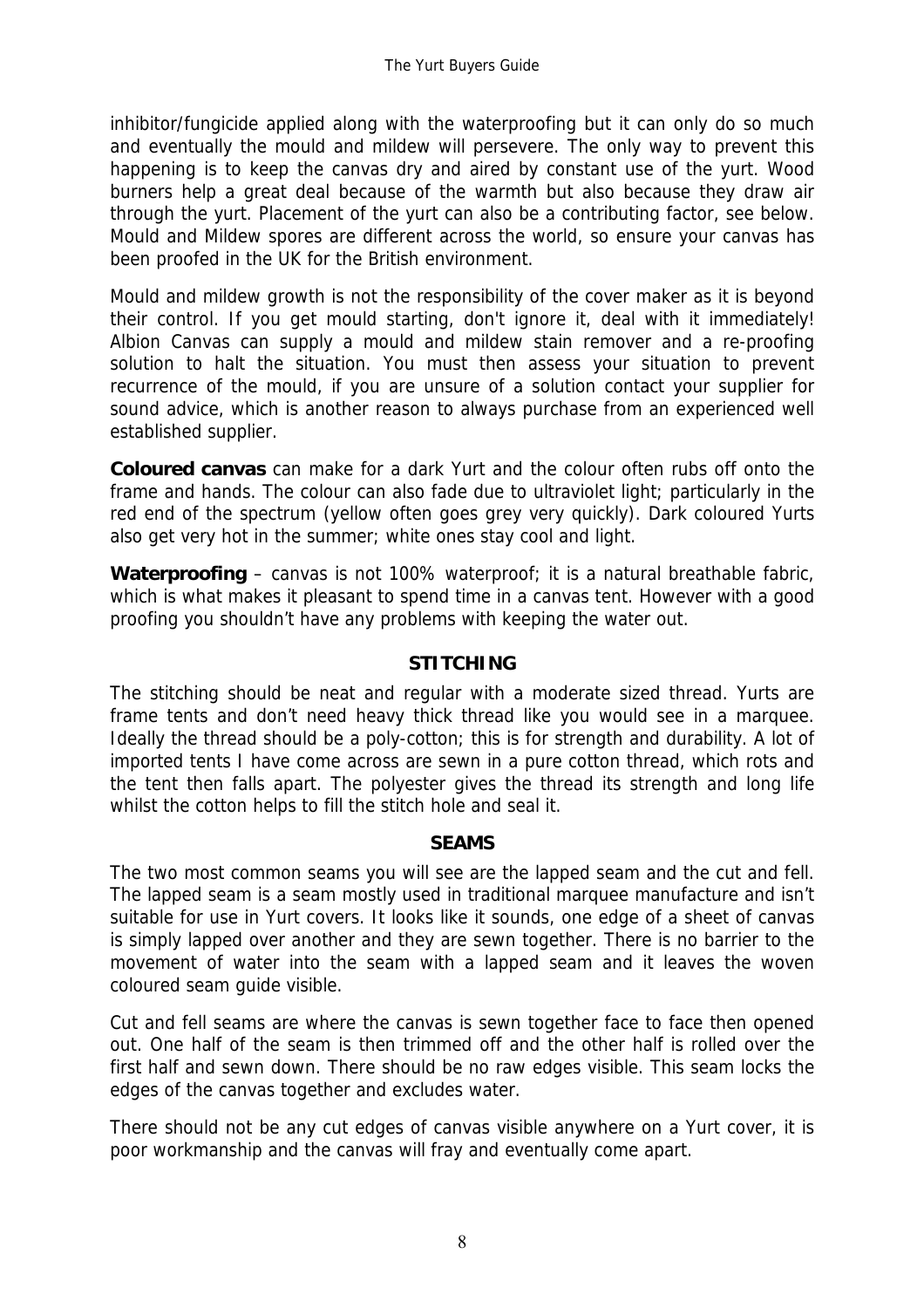inhibitor/fungicide applied along with the waterproofing but it can only do so much and eventually the mould and mildew will persevere. The only way to prevent this happening is to keep the canvas dry and aired by constant use of the yurt. Wood burners help a great deal because of the warmth but also because they draw air through the yurt. Placement of the yurt can also be a contributing factor, see below. Mould and Mildew spores are different across the world, so ensure your canvas has been proofed in the UK for the British environment.

Mould and mildew growth is not the responsibility of the cover maker as it is beyond their control. If you get mould starting, don't ignore it, deal with it immediately! Albion Canvas can supply a mould and mildew stain remover and a re-proofing solution to halt the situation. You must then assess your situation to prevent recurrence of the mould, if you are unsure of a solution contact your supplier for sound advice, which is another reason to always purchase from an experienced well established supplier.

**Coloured canvas** can make for a dark Yurt and the colour often rubs off onto the frame and hands. The colour can also fade due to ultraviolet light; particularly in the red end of the spectrum (yellow often goes grey very quickly). Dark coloured Yurts also get very hot in the summer; white ones stay cool and light.

**Waterproofing** – canvas is not 100% waterproof; it is a natural breathable fabric, which is what makes it pleasant to spend time in a canvas tent. However with a good proofing you shouldn't have any problems with keeping the water out.

## STITCHING

The stitching should be neat and regular with a moderate sized thread. Yurts are frame tents and don't need heavy thick thread like you would see in a marquee. Ideally the thread should be a poly-cotton; this is for strength and durability. A lot of imported tents I have come across are sewn in a pure cotton thread, which rots and the tent then falls apart. The polyester gives the thread its strength and long life whilst the cotton helps to fill the stitch hole and seal it.

## SEAMS

The two most common seams you will see are the lapped seam and the cut and fell. The lapped seam is a seam mostly used in traditional marquee manufacture and isn't suitable for use in Yurt covers. It looks like it sounds, one edge of a sheet of canvas is simply lapped over another and they are sewn together. There is no barrier to the movement of water into the seam with a lapped seam and it leaves the woven coloured seam guide visible.

Cut and fell seams are where the canvas is sewn together face to face then opened out. One half of the seam is then trimmed off and the other half is rolled over the first half and sewn down. There should be no raw edges visible. This seam locks the edges of the canvas together and excludes water.

There should not be any cut edges of canvas visible anywhere on a Yurt cover, it is poor workmanship and the canvas will fray and eventually come apart.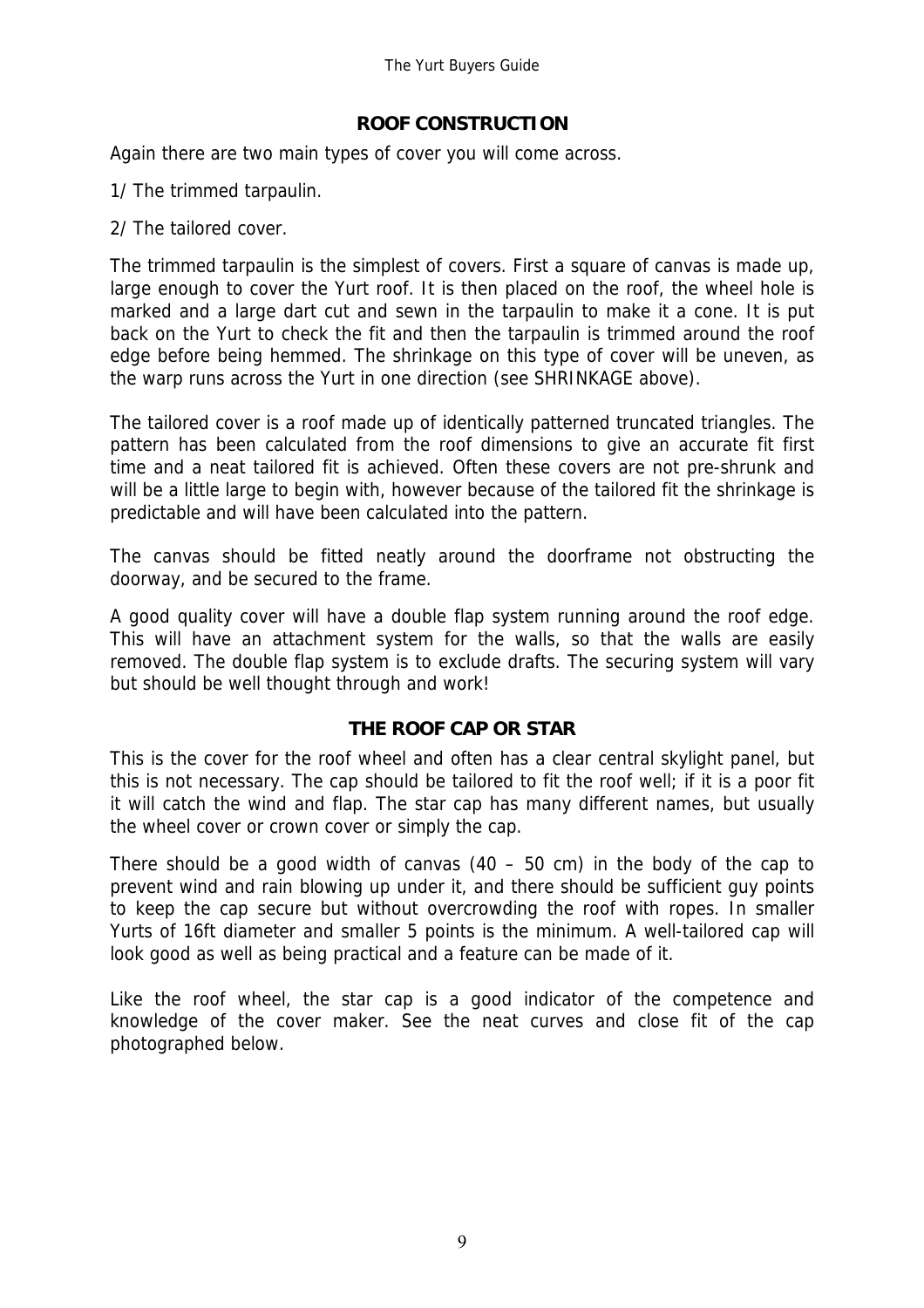## ROOF CONSTRUCTION

Again there are two main types of cover you will come across.

1/ The trimmed tarpaulin.

2/ The tailored cover.

The trimmed tarpaulin is the simplest of covers. First a square of canvas is made up, large enough to cover the Yurt roof. It is then placed on the roof, the wheel hole is marked and a large dart cut and sewn in the tarpaulin to make it a cone. It is put back on the Yurt to check the fit and then the tarpaulin is trimmed around the roof edge before being hemmed. The shrinkage on this type of cover will be uneven, as the warp runs across the Yurt in one direction (see SHRINKAGE above).

The tailored cover is a roof made up of identically patterned truncated triangles. The pattern has been calculated from the roof dimensions to give an accurate fit first time and a neat tailored fit is achieved. Often these covers are not pre-shrunk and will be a little large to begin with, however because of the tailored fit the shrinkage is predictable and will have been calculated into the pattern.

The canvas should be fitted neatly around the doorframe not obstructing the doorway, and be secured to the frame.

A good quality cover will have a double flap system running around the roof edge. This will have an attachment system for the walls, so that the walls are easily removed. The double flap system is to exclude drafts. The securing system will vary but should be well thought through and work!

## THE ROOF CAP OR STAR

This is the cover for the roof wheel and often has a clear central skylight panel, but this is not necessary. The cap should be tailored to fit the roof well; if it is a poor fit it will catch the wind and flap. The star cap has many different names, but usually the wheel cover or crown cover or simply the cap.

There should be a good width of canvas (40 – 50 cm) in the body of the cap to prevent wind and rain blowing up under it, and there should be sufficient guy points to keep the cap secure but without overcrowding the roof with ropes. In smaller Yurts of 16ft diameter and smaller 5 points is the minimum. A well-tailored cap will look good as well as being practical and a feature can be made of it.

Like the roof wheel, the star cap is a good indicator of the competence and knowledge of the cover maker. See the neat curves and close fit of the cap photographed below.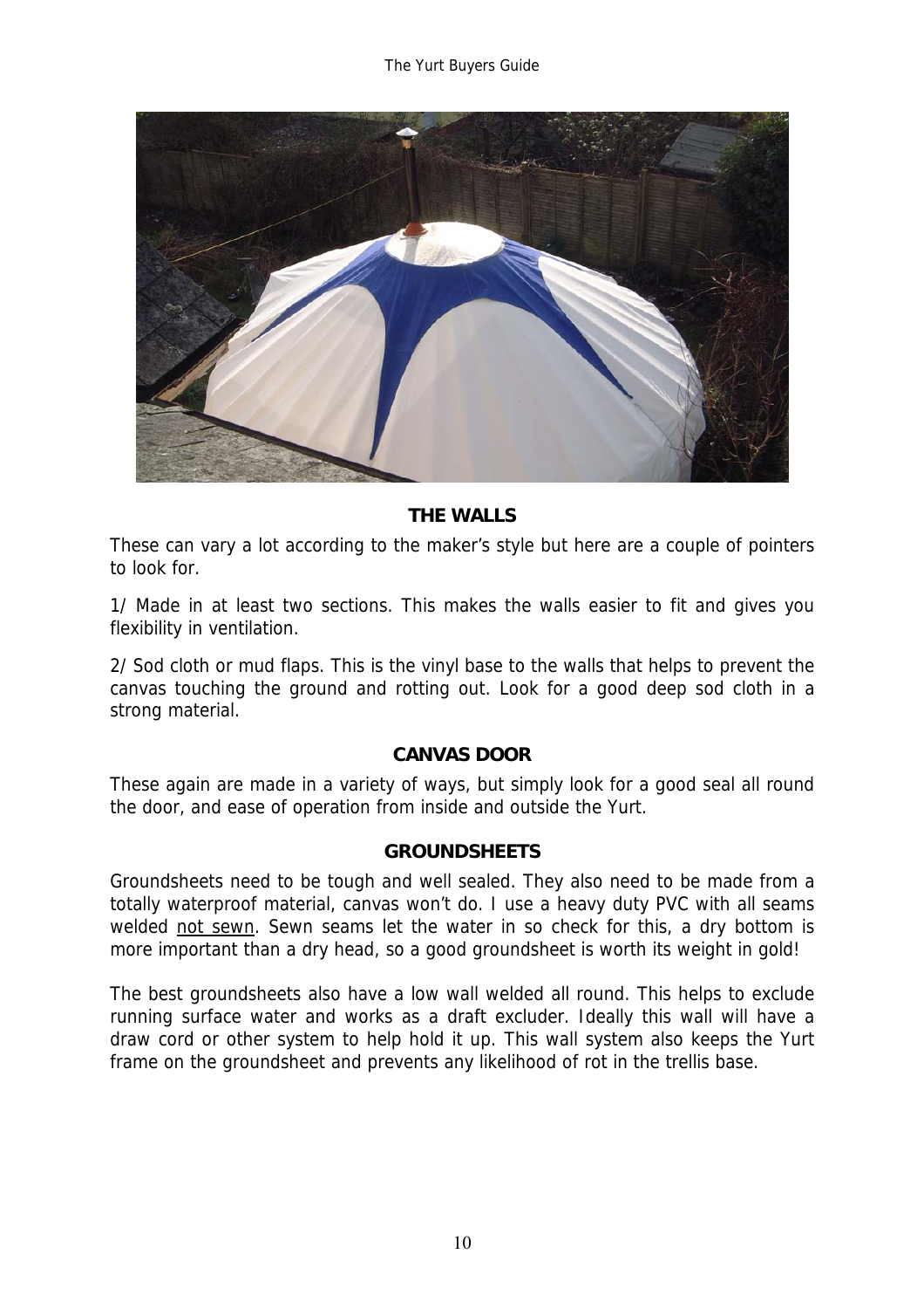## THE WALLS

These can vary a lot according to the maker's style but here are a couple of pointers to look for.

1/ Made in at least two sections. This makes the walls easier to fit and gives you flexibility in ventilation.

2/ Sod cloth or mud flaps. This is the vinyl base to the walls that helps to prevent the canvas touching the ground and rotting out. Look for a good deep sod cloth in a strong material.

## CANVAS DOOR

These again are made in a variety of ways, but simply look for a good seal all round the door, and ease of operation from inside and outside the Yurt.

## GROUNDSHEETS

Groundsheets need to be tough and well sealed. They also need to be made from a totally waterproof material, canvas won't do. I use a heavy duty PVC with all seams welded <u>not sewn</u>. Sewn seams let the water in so check for this, a dry bottom is more important than a dry head, so a good groundsheet is worth its weight in gold!

The best groundsheets also have a low wall welded all round. This helps to exclude running surface water and works as a draft excluder. Ideally this wall will have a draw cord or other system to help hold it up. This wall system also keeps the Yurt frame on the groundsheet and prevents any likelihood of rot in the trellis base.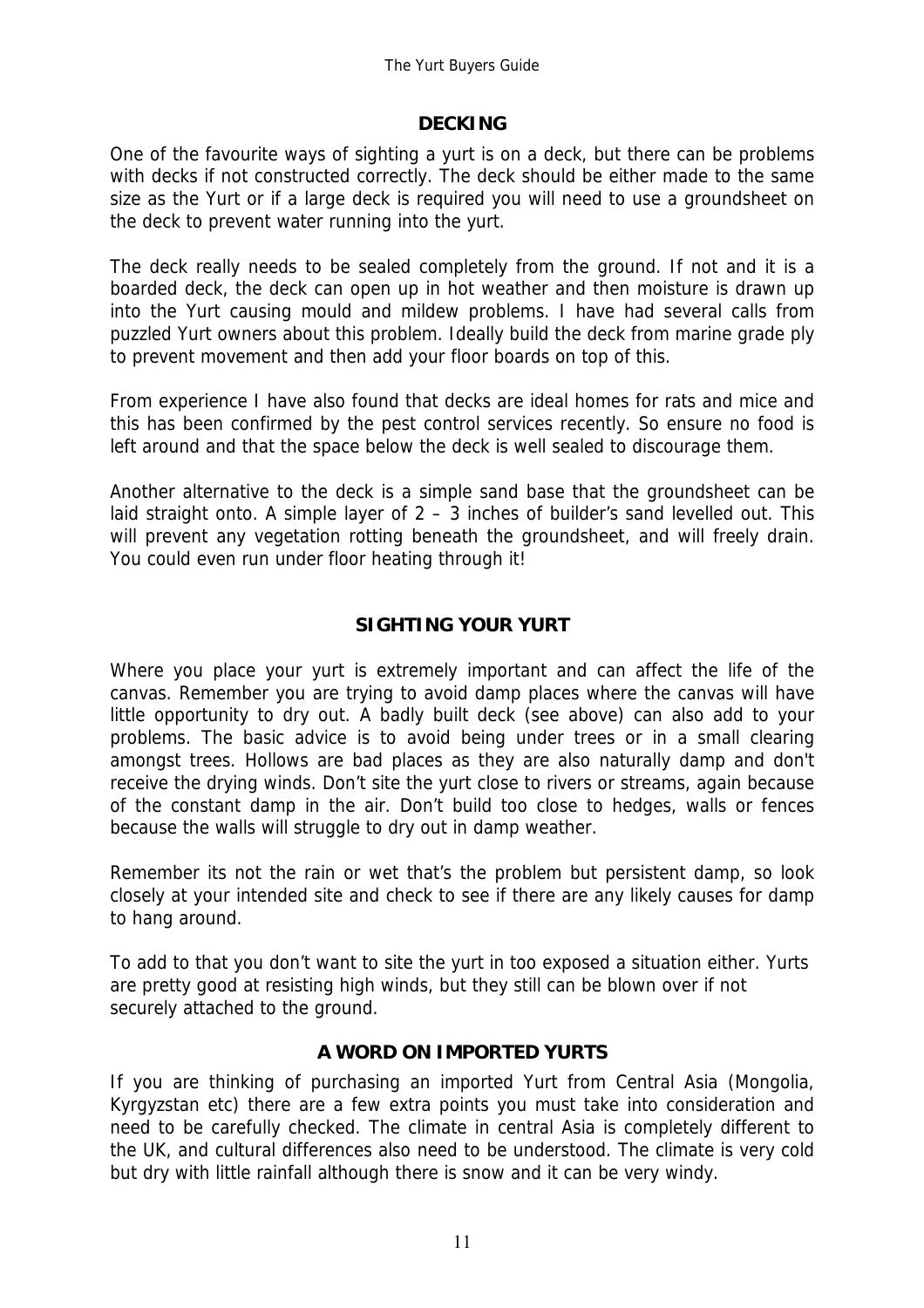## DECKING

One of the favourite ways of sighting a yurt is on a deck, but there can be problems with decks if not constructed correctly. The deck should be either made to the same size as the Yurt or if a large deck is required you will need to use a groundsheet on the deck to prevent water running into the yurt.

The deck really needs to be sealed completely from the ground. If not and it is a boarded deck, the deck can open up in hot weather and then moisture is drawn up into the Yurt causing mould and mildew problems. I have had several calls from puzzled Yurt owners about this problem. Ideally build the deck from marine grade ply to prevent movement and then add your floor boards on top of this.

From experience I have also found that decks are ideal homes for rats and mice and this has been confirmed by the pest control services recently. So ensure no food is left around and that the space below the deck is well sealed to discourage them.

Another alternative to the deck is a simple sand base that the groundsheet can be laid straight onto. A simple layer of 2 – 3 inches of builder's sand levelled out. This will prevent any vegetation rotting beneath the groundsheet, and will freely drain. You could even run under floor heating through it!

## SIGHTING YOUR YURT

Where you place your yurt is extremely important and can affect the life of the canvas. Remember you are trying to avoid damp places where the canvas will have little opportunity to dry out. A badly built deck (see above) can also add to your problems. The basic advice is to avoid being under trees or in a small clearing amongst trees. Hollows are bad places as they are also naturally damp and don't receive the drying winds. Don't site the yurt close to rivers or streams, again because of the constant damp in the air. Don't build too close to hedges, walls or fences because the walls will struggle to dry out in damp weather.

Remember its not the rain or wet that's the problem but persistent damp, so look closely at your intended site and check to see if there are any likely causes for damp to hang around.

To add to that you don't want to site the yurt in too exposed a situation either. Yurts are pretty good at resisting high winds, but they still can be blown over if not securely attached to the ground.

## A WORD ON IMPORTED YURTS

If you are thinking of purchasing an imported Yurt from Central Asia (Mongolia, Kyrgyzstan etc) there are a few extra points you must take into consideration and need to be carefully checked. The climate in central Asia is completely different to the UK, and cultural differences also need to be understood. The climate is very cold but dry with little rainfall although there is snow and it can be very windy.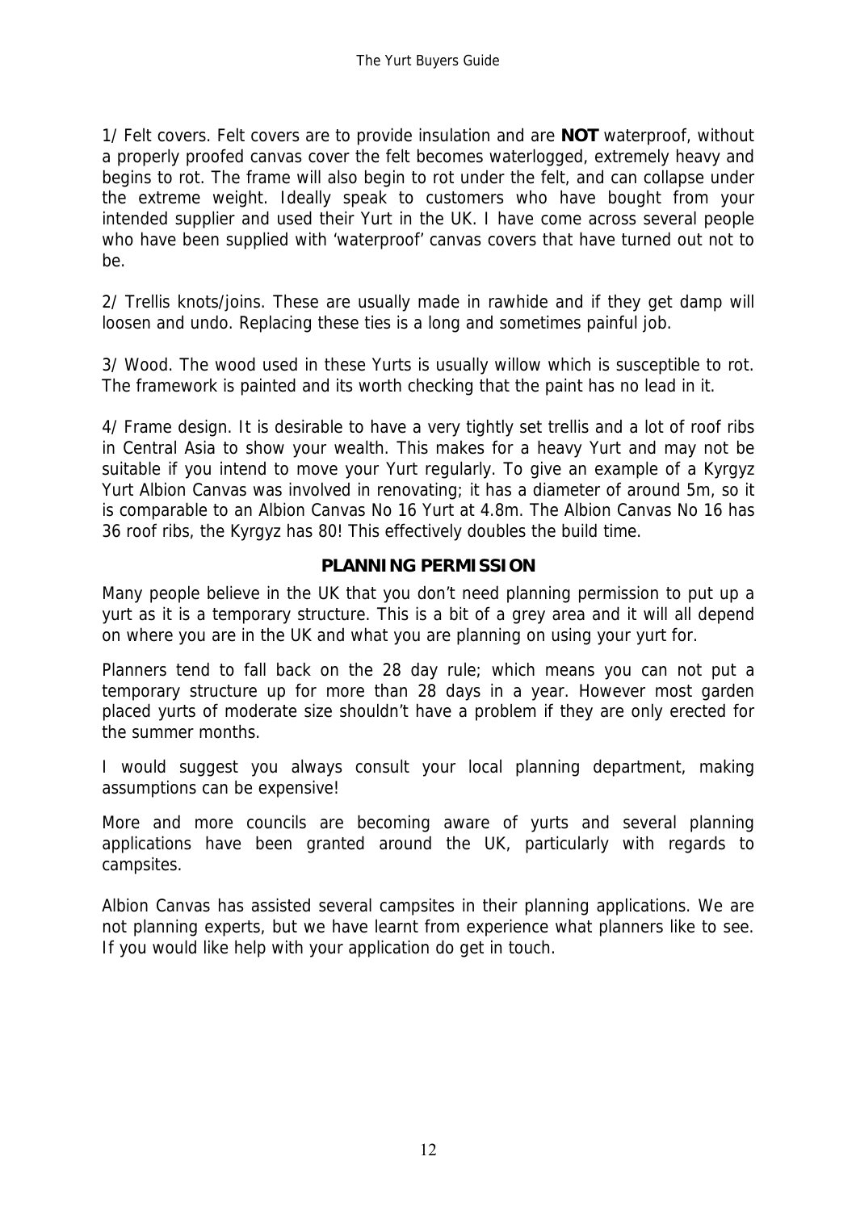1/ Felt covers. Felt covers are to provide insulation and are **NOT** waterproof, without a properly proofed canvas cover the felt becomes waterlogged, extremely heavy and begins to rot. The frame will also begin to rot under the felt, and can collapse under the extreme weight. Ideally speak to customers who have bought from your intended supplier and used their Yurt in the UK. I have come across several people who have been supplied with 'waterproof' canvas covers that have turned out not to be.

2/ Trellis knots/joins. These are usually made in rawhide and if they get damp will loosen and undo. Replacing these ties is a long and sometimes painful job.

3/ Wood. The wood used in these Yurts is usually willow which is susceptible to rot. The framework is painted and its worth checking that the paint has no lead in it.

4/ Frame design. It is desirable to have a very tightly set trellis and a lot of roof ribs in Central Asia to show your wealth. This makes for a heavy Yurt and may not be suitable if you intend to move your Yurt regularly. To give an example of a Kyrgyz Yurt Albion Canvas was involved in renovating; it has a diameter of around 5m, so it is comparable to an Albion Canvas No 16 Yurt at 4.8m. The Albion Canvas No 16 has 36 roof ribs, the Kyrgyz has 80! This effectively doubles the build time.

## PLANNING PERMISSION

Many people believe in the UK that you don't need planning permission to put up a yurt as it is a temporary structure. This is a bit of a grey area and it will all depend on where you are in the UK and what you are planning on using your yurt for.

Planners tend to fall back on the 28 day rule; which means you can not put a temporary structure up for more than 28 days in a year. However most garden placed yurts of moderate size shouldn't have a problem if they are only erected for the summer months.

I would suggest you always consult your local planning department, making assumptions can be expensive!

More and more councils are becoming aware of yurts and several planning applications have been granted around the UK, particularly with regards to campsites.

Albion Canvas has assisted several campsites in their planning applications. We are not planning experts, but we have learnt from experience what planners like to see. If you would like help with your application do get in touch.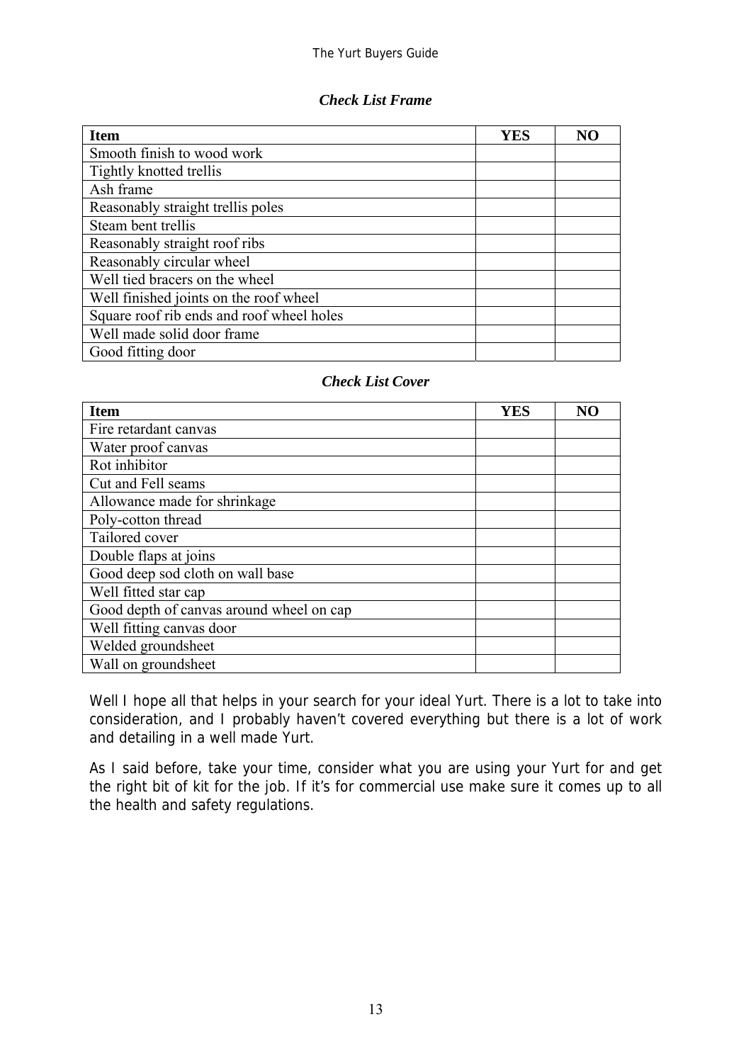### *Check List Frame*

| Item | YES | NO |
|---|---|---|
| Smooth finish to wood work | | |
| Tightly knotted trellis | | |
| Ash frame | | |
| Reasonably straight trellis poles | | |
| Steam bent trellis | | |
| Reasonably straight roof ribs | | |
| Reasonably circular wheel | | |
| Well tied bracers on the wheel | | |
| Well finished joints on the roof wheel | | |
| Square roof rib ends and roof wheel holes | | |
| Well made solid door frame | | |
| Good fitting door | | |

### *Check List Cover*

| Item | YES | NO |
|---|---|---|
| Fire retardant canvas | | |
| Water proof canvas | | |
| Rot inhibitor | | |
| Cut and Fell seams | | |
| Allowance made for shrinkage | | |
| Poly-cotton thread | | |
| Tailored cover | | |
| Double flaps at joins | | |
| Good deep sod cloth on wall base | | |
| Well fitted star cap | | |
| Good depth of canvas around wheel on cap | | |
| Well fitting canvas door | | |
| Welded groundsheet | | |
| Wall on groundsheet | | |

Well I hope all that helps in your search for your ideal Yurt. There is a lot to take into consideration, and I probably haven't covered everything but there is a lot of work and detailing in a well made Yurt.

As I said before, take your time, consider what you are using your Yurt for and get the right bit of kit for the job. If it's for commercial use make sure it comes up to all the health and safety regulations.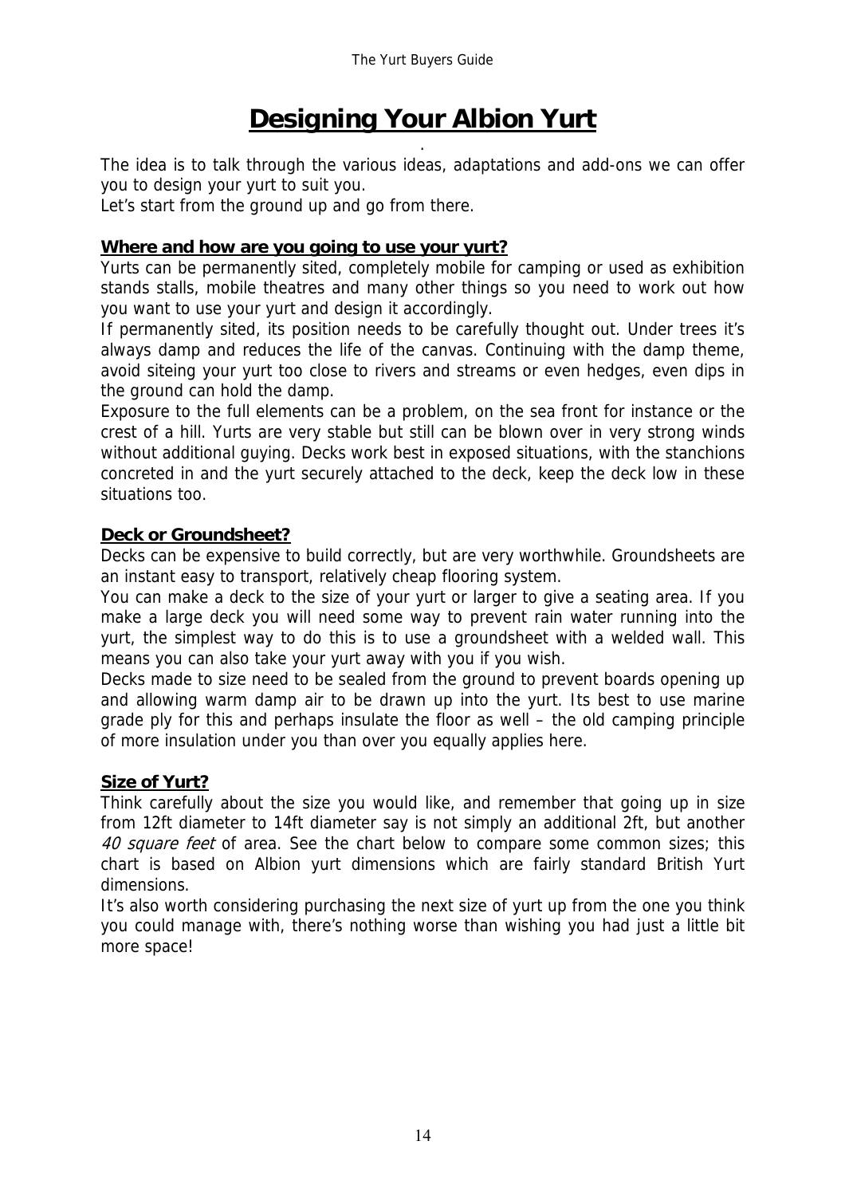# Designing Your Albion Yurt

The idea is to talk through the various ideas, adaptations and add-ons we can offer you to design your yurt to suit you.

Let's start from the ground up and go from there.

## Where and how are you going to use your yurt?

Yurts can be permanently sited, completely mobile for camping or used as exhibition stands stalls, mobile theatres and many other things so you need to work out how you want to use your yurt and design it accordingly.

If permanently sited, its position needs to be carefully thought out. Under trees it's always damp and reduces the life of the canvas. Continuing with the damp theme, avoid siteing your yurt too close to rivers and streams or even hedges, even dips in the ground can hold the damp.

Exposure to the full elements can be a problem, on the sea front for instance or the crest of a hill. Yurts are very stable but still can be blown over in very strong winds without additional guying. Decks work best in exposed situations, with the stanchions concreted in and the yurt securely attached to the deck, keep the deck low in these situations too.

## Deck or Groundsheet?

Decks can be expensive to build correctly, but are very worthwhile. Groundsheets are an instant easy to transport, relatively cheap flooring system.

You can make a deck to the size of your yurt or larger to give a seating area. If you make a large deck you will need some way to prevent rain water running into the yurt, the simplest way to do this is to use a groundsheet with a welded wall. This means you can also take your yurt away with you if you wish.

Decks made to size need to be sealed from the ground to prevent boards opening up and allowing warm damp air to be drawn up into the yurt. Its best to use marine grade ply for this and perhaps insulate the floor as well – the old camping principle of more insulation under you than over you equally applies here.

## Size of Yurt?

Think carefully about the size you would like, and remember that going up in size from 12ft diameter to 14ft diameter say is not simply an additional 2ft, but another *40 square feet* of area. See the chart below to compare some common sizes; this chart is based on Albion yurt dimensions which are fairly standard British Yurt dimensions.

It's also worth considering purchasing the next size of yurt up from the one you think you could manage with, there's nothing worse than wishing you had just a little bit more space!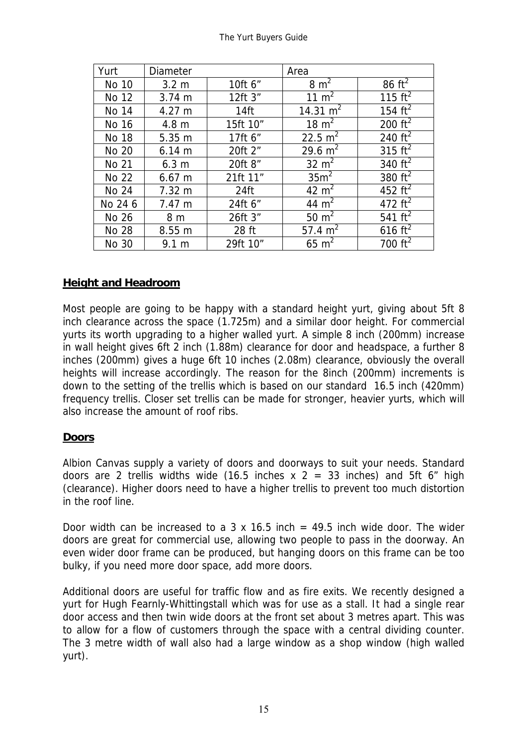| Yurt | Diameter | | Area | |
|---|---|---|---|---|
| No 10 | 3.2 m | 10ft 6” | 8 $m^2$ | 86 $ft^2$ |
| No 12 | 3.74 m | 12ft 3” | 11 $m^2$ | 115 $ft^2$ |
| No 14 | 4.27 m | 14ft | 14.31 $m^2$ | 154 $ft^2$ |
| No 16 | 4.8 m | 15ft 10” | 18 $m^2$ | 200 $ft^2$ |
| No 18 | 5.35 m | 17ft 6” | 22.5 $m^2$ | 240 $ft^2$ |
| No 20 | 6.14 m | 20ft 2” | 29.6 $m^2$ | 315 $ft^2$ |
| No 21 | 6.3 m | 20ft 8” | 32 $m^2$ | 340 $ft^2$ |
| No 22 | 6.67 m | 21ft 11” | 35$m^2$ | 380 $ft^2$ |
| No 24 | 7.32 m | 24ft | 42 $m^2$ | 452 $ft^2$ |
| No 24 6 | 7.47 m | 24ft 6” | 44 $m^2$ | 472 $ft^2$ |
| No 26 | 8 m | 26ft 3” | 50 $m^2$ | 541 $ft^2$ |
| No 28 | 8.55 m | 28 ft | 57.4 $m^2$ | 616 $ft^2$ |
| No 30 | 9.1 m | 29ft 10” | 65 $m^2$ | 700 $ft^2$ |

## Height and Headroom

Most people are going to be happy with a standard height yurt, giving about 5ft 8 inch clearance across the space (1.725m) and a similar door height. For commercial yurts its worth upgrading to a higher walled yurt. A simple 8 inch (200mm) increase in wall height gives 6ft 2 inch (1.88m) clearance for door and headspace, a further 8 inches (200mm) gives a huge 6ft 10 inches (2.08m) clearance, obviously the overall heights will increase accordingly. The reason for the 8inch (200mm) increments is down to the setting of the trellis which is based on our standard 16.5 inch (420mm) frequency trellis. Closer set trellis can be made for stronger, heavier yurts, which will also increase the amount of roof ribs.

## Doors

Albion Canvas supply a variety of doors and doorways to suit your needs. Standard doors are 2 trellis widths wide (16.5 inches x 2 = 33 inches) and 5ft 6” high (clearance). Higher doors need to have a higher trellis to prevent too much distortion in the roof line.

Door width can be increased to a 3 x 16.5 inch = 49.5 inch wide door. The wider doors are great for commercial use, allowing two people to pass in the doorway. An even wider door frame can be produced, but hanging doors on this frame can be too bulky, if you need more door space, add more doors.

Additional doors are useful for traffic flow and as fire exits. We recently designed a yurt for Hugh Fearnly-Whittingstall which was for use as a stall. It had a single rear door access and then twin wide doors at the front set about 3 metres apart. This was to allow for a flow of customers through the space with a central dividing counter. The 3 metre width of wall also had a large window as a shop window (high walled yurt).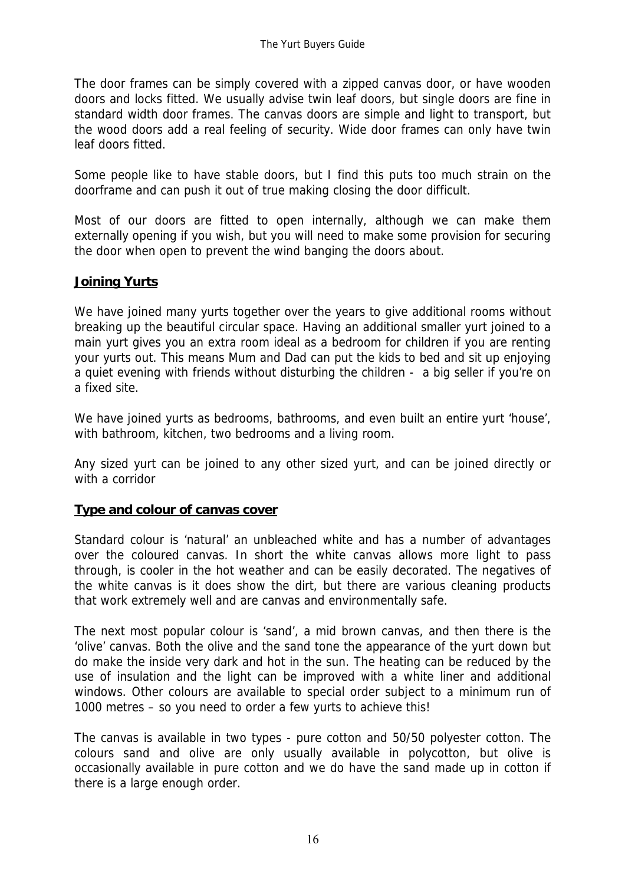The door frames can be simply covered with a zipped canvas door, or have wooden doors and locks fitted. We usually advise twin leaf doors, but single doors are fine in standard width door frames. The canvas doors are simple and light to transport, but the wood doors add a real feeling of security. Wide door frames can only have twin leaf doors fitted.

Some people like to have stable doors, but I find this puts too much strain on the doorframe and can push it out of true making closing the door difficult.

Most of our doors are fitted to open internally, although we can make them externally opening if you wish, but you will need to make some provision for securing the door when open to prevent the wind banging the doors about.

## Joining Yurts

We have joined many yurts together over the years to give additional rooms without breaking up the beautiful circular space. Having an additional smaller yurt joined to a main yurt gives you an extra room ideal as a bedroom for children if you are renting your yurts out. This means Mum and Dad can put the kids to bed and sit up enjoying a quiet evening with friends without disturbing the children - a big seller if you're on a fixed site.

We have joined yurts as bedrooms, bathrooms, and even built an entire yurt 'house', with bathroom, kitchen, two bedrooms and a living room.

Any sized yurt can be joined to any other sized yurt, and can be joined directly or with a corridor

## Type and colour of canvas cover

Standard colour is 'natural' an unbleached white and has a number of advantages over the coloured canvas. In short the white canvas allows more light to pass through, is cooler in the hot weather and can be easily decorated. The negatives of the white canvas is it does show the dirt, but there are various cleaning products that work extremely well and are canvas and environmentally safe.

The next most popular colour is 'sand', a mid brown canvas, and then there is the 'olive' canvas. Both the olive and the sand tone the appearance of the yurt down but do make the inside very dark and hot in the sun. The heating can be reduced by the use of insulation and the light can be improved with a white liner and additional windows. Other colours are available to special order subject to a minimum run of 1000 metres – so you need to order a few yurts to achieve this!

The canvas is available in two types - pure cotton and 50/50 polyester cotton. The colours sand and olive are only usually available in polycotton, but olive is occasionally available in pure cotton and we do have the sand made up in cotton if there is a large enough order.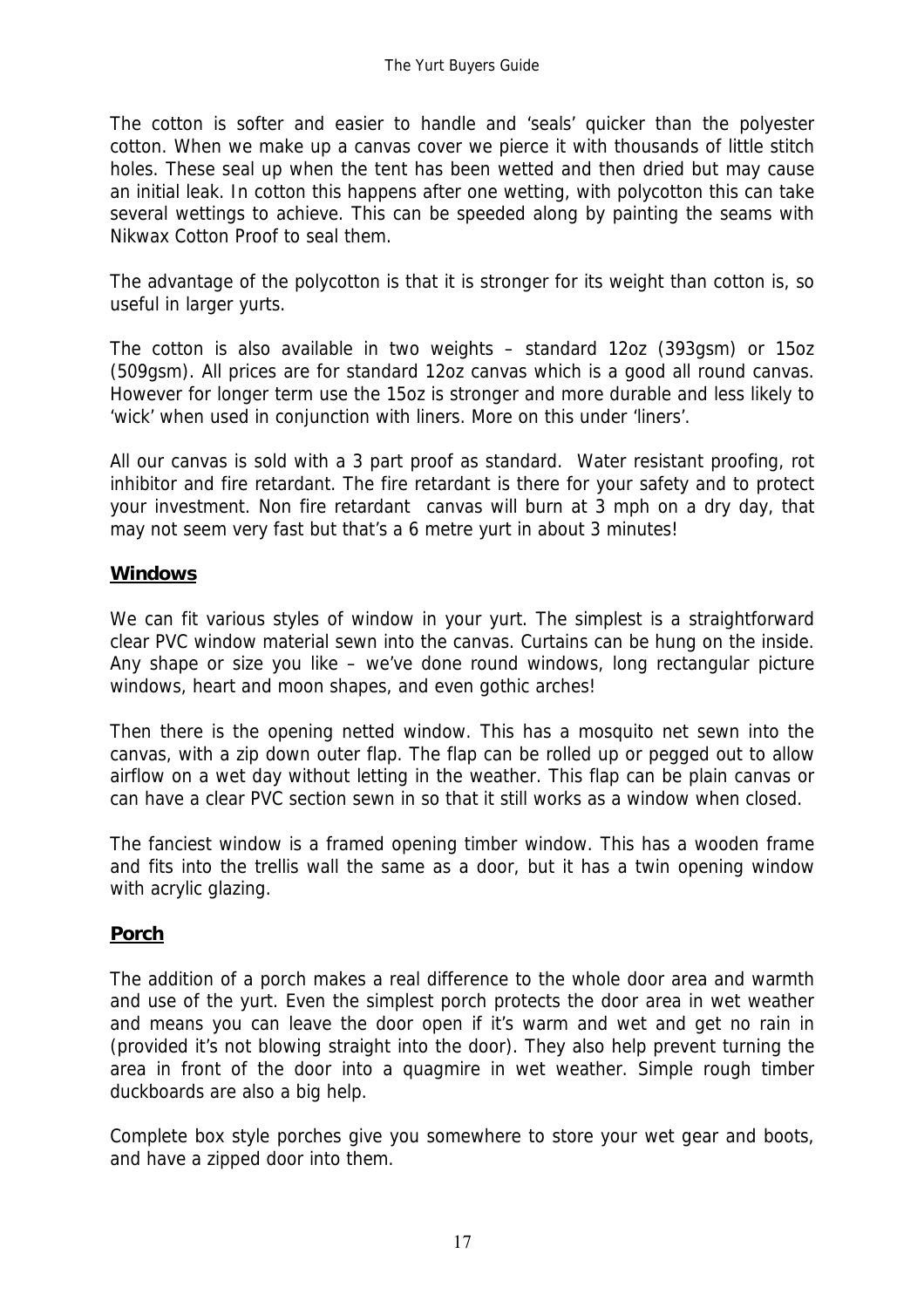The cotton is softer and easier to handle and 'seals' quicker than the polyester cotton. When we make up a canvas cover we pierce it with thousands of little stitch holes. These seal up when the tent has been wetted and then dried but may cause an initial leak. In cotton this happens after one wetting, with polycotton this can take several wettings to achieve. This can be speeded along by painting the seams with Nikwax Cotton Proof to seal them.

The advantage of the polycotton is that it is stronger for its weight than cotton is, so useful in larger yurts.

The cotton is also available in two weights – standard 12oz (393gsm) or 15oz (509gsm). All prices are for standard 12oz canvas which is a good all round canvas. However for longer term use the 15oz is stronger and more durable and less likely to 'wick' when used in conjunction with liners. More on this under 'liners'.

All our canvas is sold with a 3 part proof as standard. Water resistant proofing, rot inhibitor and fire retardant. The fire retardant is there for your safety and to protect your investment. Non fire retardant canvas will burn at 3 mph on a dry day, that may not seem very fast but that's a 6 metre yurt in about 3 minutes!

## Windows

We can fit various styles of window in your yurt. The simplest is a straightforward clear PVC window material sewn into the canvas. Curtains can be hung on the inside. Any shape or size you like – we've done round windows, long rectangular picture windows, heart and moon shapes, and even gothic arches!

Then there is the opening netted window. This has a mosquito net sewn into the canvas, with a zip down outer flap. The flap can be rolled up or pegged out to allow airflow on a wet day without letting in the weather. This flap can be plain canvas or can have a clear PVC section sewn in so that it still works as a window when closed.

The fanciest window is a framed opening timber window. This has a wooden frame and fits into the trellis wall the same as a door, but it has a twin opening window with acrylic glazing.

## Porch

The addition of a porch makes a real difference to the whole door area and warmth and use of the yurt. Even the simplest porch protects the door area in wet weather and means you can leave the door open if it's warm and wet and get no rain in (provided it's not blowing straight into the door). They also help prevent turning the area in front of the door into a quagmire in wet weather. Simple rough timber duckboards are also a big help.

Complete box style porches give you somewhere to store your wet gear and boots, and have a zipped door into them.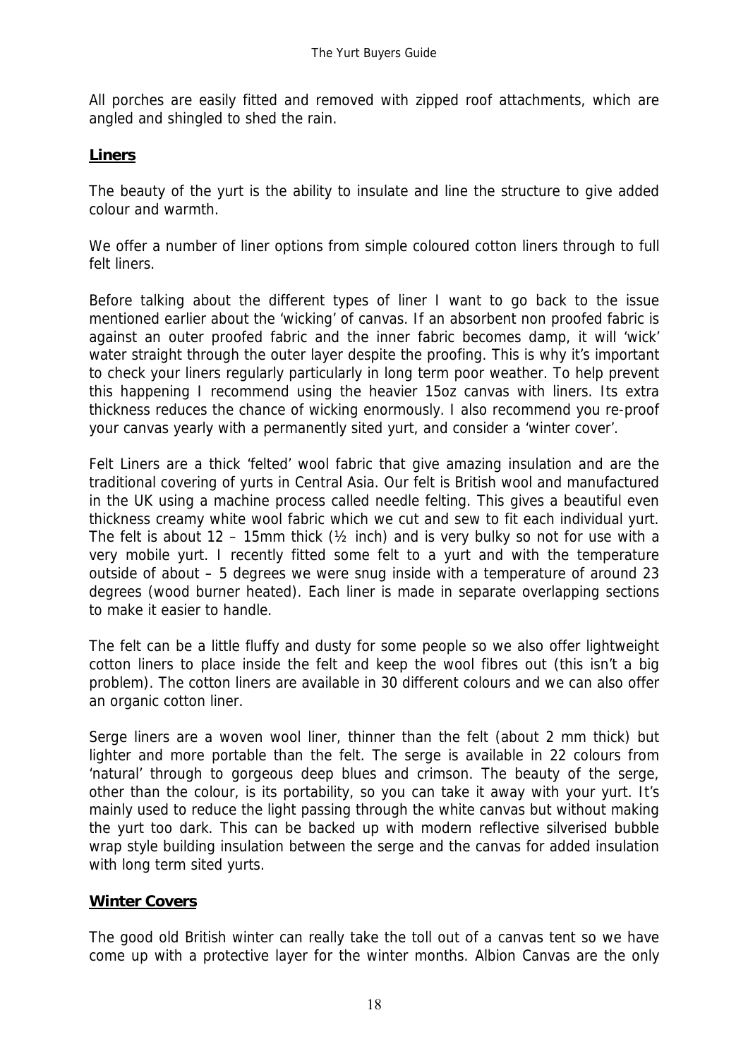All porches are easily fitted and removed with zipped roof attachments, which are angled and shingled to shed the rain.

## Liners

The beauty of the yurt is the ability to insulate and line the structure to give added colour and warmth.

We offer a number of liner options from simple coloured cotton liners through to full felt liners.

Before talking about the different types of liner I want to go back to the issue mentioned earlier about the 'wicking' of canvas. If an absorbent non proofed fabric is against an outer proofed fabric and the inner fabric becomes damp, it will 'wick' water straight through the outer layer despite the proofing. This is why it's important to check your liners regularly particularly in long term poor weather. To help prevent this happening I recommend using the heavier 15oz canvas with liners. Its extra thickness reduces the chance of wicking enormously. I also recommend you re-proof your canvas yearly with a permanently sited yurt, and consider a 'winter cover'.

Felt Liners are a thick 'felted' wool fabric that give amazing insulation and are the traditional covering of yurts in Central Asia. Our felt is British wool and manufactured in the UK using a machine process called needle felting. This gives a beautiful even thickness creamy white wool fabric which we cut and sew to fit each individual yurt. The felt is about 12 – 15mm thick (½ inch) and is very bulky so not for use with a very mobile yurt. I recently fitted some felt to a yurt and with the temperature outside of about – 5 degrees we were snug inside with a temperature of around 23 degrees (wood burner heated). Each liner is made in separate overlapping sections to make it easier to handle.

The felt can be a little fluffy and dusty for some people so we also offer lightweight cotton liners to place inside the felt and keep the wool fibres out (this isn't a big problem). The cotton liners are available in 30 different colours and we can also offer an organic cotton liner.

Serge liners are a woven wool liner, thinner than the felt (about 2 mm thick) but lighter and more portable than the felt. The serge is available in 22 colours from 'natural' through to gorgeous deep blues and crimson. The beauty of the serge, other than the colour, is its portability, so you can take it away with your yurt. It's mainly used to reduce the light passing through the white canvas but without making the yurt too dark. This can be backed up with modern reflective silverised bubble wrap style building insulation between the serge and the canvas for added insulation with long term sited yurts.

## Winter Covers

The good old British winter can really take the toll out of a canvas tent so we have come up with a protective layer for the winter months. Albion Canvas are the only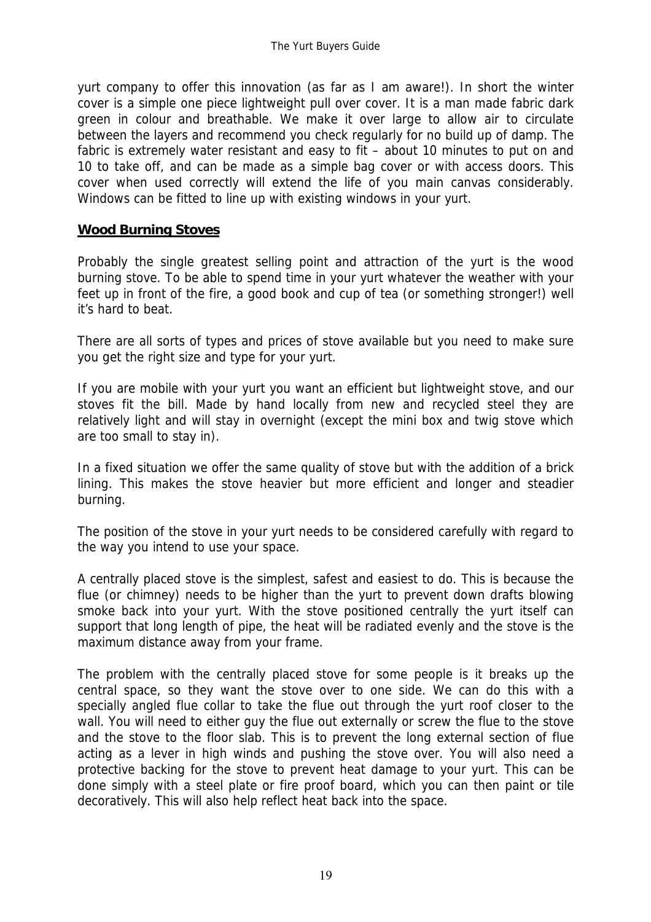yurt company to offer this innovation (as far as I am aware!). In short the winter cover is a simple one piece lightweight pull over cover. It is a man made fabric dark green in colour and breathable. We make it over large to allow air to circulate between the layers and recommend you check regularly for no build up of damp. The fabric is extremely water resistant and easy to fit – about 10 minutes to put on and 10 to take off, and can be made as a simple bag cover or with access doors. This cover when used correctly will extend the life of you main canvas considerably. Windows can be fitted to line up with existing windows in your yurt.

## **Wood Burning Stoves**

Probably the single greatest selling point and attraction of the yurt is the wood burning stove. To be able to spend time in your yurt whatever the weather with your feet up in front of the fire, a good book and cup of tea (or something stronger!) well it's hard to beat.

There are all sorts of types and prices of stove available but you need to make sure you get the right size and type for your yurt.

If you are mobile with your yurt you want an efficient but lightweight stove, and our stoves fit the bill. Made by hand locally from new and recycled steel they are relatively light and will stay in overnight (except the mini box and twig stove which are too small to stay in).

In a fixed situation we offer the same quality of stove but with the addition of a brick lining. This makes the stove heavier but more efficient and longer and steadier burning.

The position of the stove in your yurt needs to be considered carefully with regard to the way you intend to use your space.

A centrally placed stove is the simplest, safest and easiest to do. This is because the flue (or chimney) needs to be higher than the yurt to prevent down drafts blowing smoke back into your yurt. With the stove positioned centrally the yurt itself can support that long length of pipe, the heat will be radiated evenly and the stove is the maximum distance away from your frame.

The problem with the centrally placed stove for some people is it breaks up the central space, so they want the stove over to one side. We can do this with a specially angled flue collar to take the flue out through the yurt roof closer to the wall. You will need to either guy the flue out externally or screw the flue to the stove and the stove to the floor slab. This is to prevent the long external section of flue acting as a lever in high winds and pushing the stove over. You will also need a protective backing for the stove to prevent heat damage to your yurt. This can be done simply with a steel plate or fire proof board, which you can then paint or tile decoratively. This will also help reflect heat back into the space.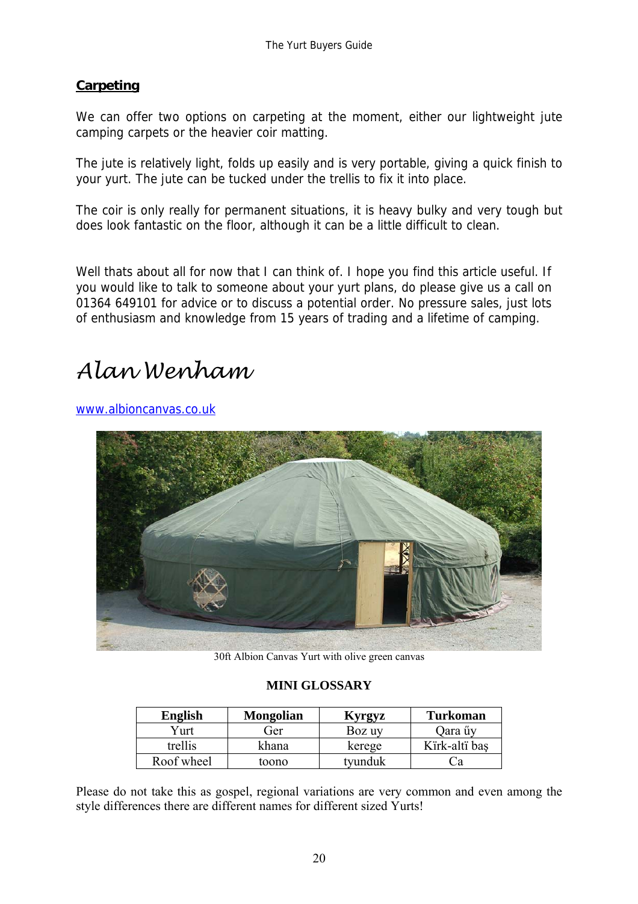## Carpeting

We can offer two options on carpeting at the moment, either our lightweight jute camping carpets or the heavier coir matting.

The jute is relatively light, folds up easily and is very portable, giving a quick finish to your yurt. The jute can be tucked under the trellis to fix it into place.

The coir is only really for permanent situations, it is heavy bulky and very tough but does look fantastic on the floor, although it can be a little difficult to clean.

Well thats about all for now that I can think of. I hope you find this article useful. If you would like to talk to someone about your yurt plans, do please give us a call on 01364 649101 for advice or to discuss a potential order. No pressure sales, just lots of enthusiasm and knowledge from 15 years of trading and a lifetime of camping.

*Alan Wenham*

www.albioncanvas.co.uk

30ft Albion Canvas Yurt with olive green canvas

**MINI GLOSSARY**

| English | Mongolian | Kyrgyz | Turkoman |
|---|---|---|---|
| Yurt | Ger | Boz uy | Qara űy |
| trellis | khana | kerege | Kïrk-altï baş |
| Roof wheel | toono | tyunduk | Ca |

Please do not take this as gospel, regional variations are very common and even among the style differences there are different names for different sized Yurts!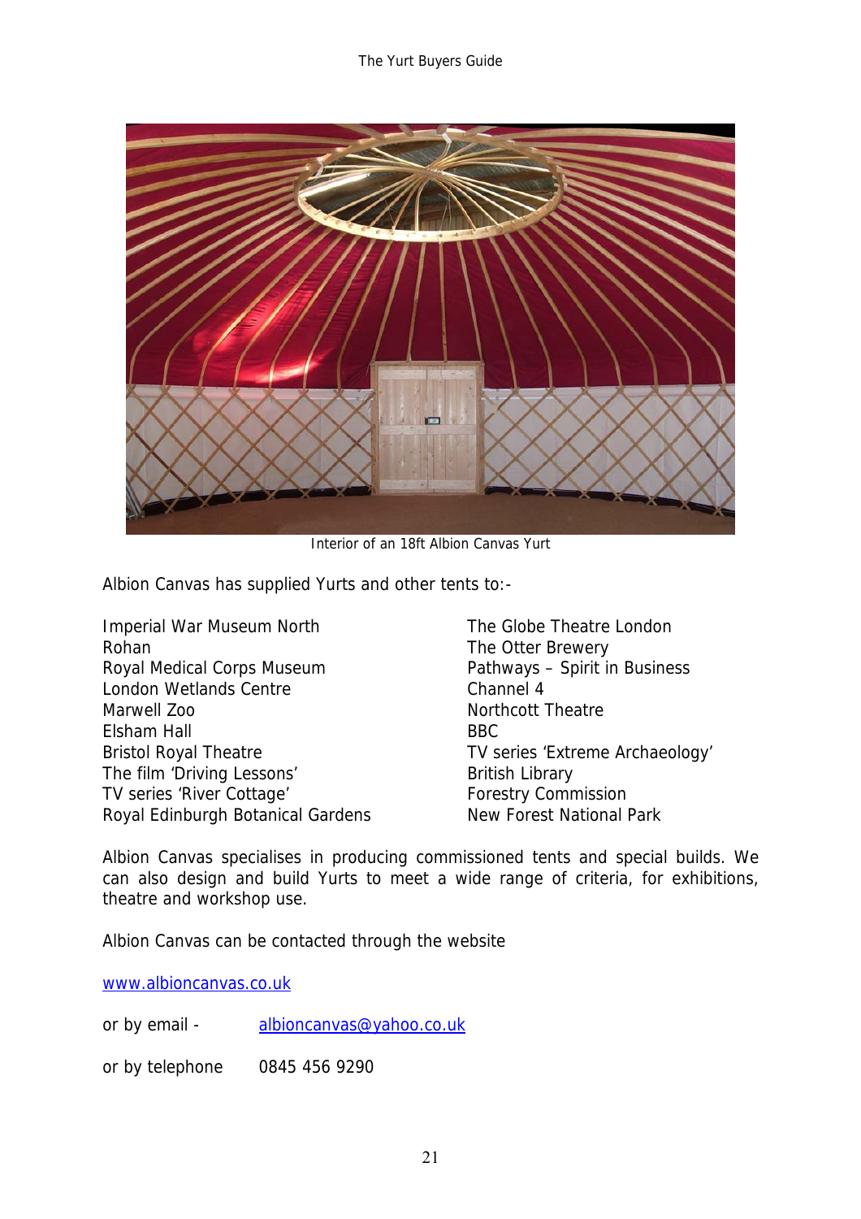Interior of an 18ft Albion Canvas Yurt

Albion Canvas has supplied Yurts and other tents to:-

Imperial War Museum North
Rohan
Royal Medical Corps Museum
London Wetlands Centre
Marwell Zoo
Elsham Hall
Bristol Royal Theatre
The film 'Driving Lessons'
TV series 'River Cottage'
Royal Edinburgh Botanical Gardens
The Globe Theatre London
The Otter Brewery
Pathways – Spirit in Business
Channel 4
Northcott Theatre
BBC
TV series 'Extreme Archaeology'
British Library
Forestry Commission
New Forest National Park

Albion Canvas specialises in producing commissioned tents and special builds. We can also design and build Yurts to meet a wide range of criteria, for exhibitions, theatre and workshop use.

Albion Canvas can be contacted through the website

www.albioncanvas.co.uk

or by email - albioncanvas@yahoo.co.uk

or by telephone 0845 456 9290